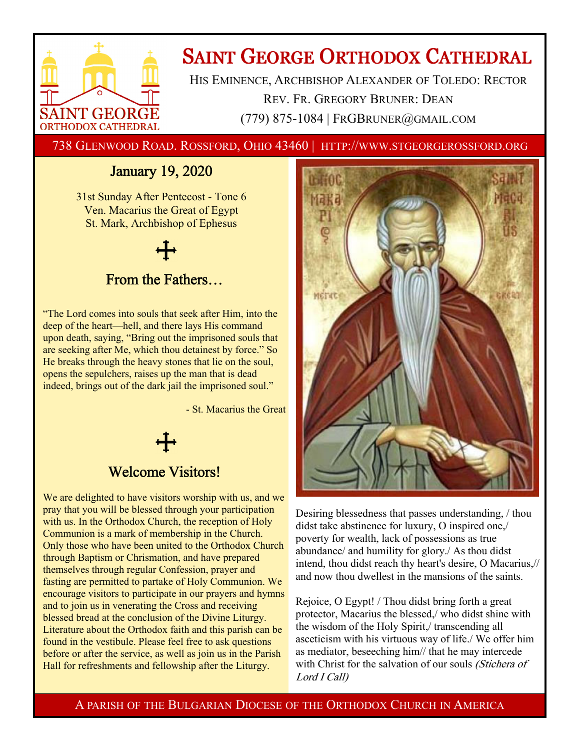# Saint George Orthodox Cathedral

His Eminence, Archbishop Alexander of Toledo: Rector

Rev. Fr. Gregory Bruner: Dean

(779) 875-1084 | FrGBruner@gmail.com

738 Glenwood Road. Rossford, Ohio 43460 | http://www.stgeorgerossford.org

## January 19, 2020

31st Sunday After Pentecost - Tone 6
Ven. Macarius the Great of Egypt
St. Mark, Archbishop of Ephesus

## From the Fathers…

"The Lord comes into souls that seek after Him, into the deep of the heart—hell, and there lays His command upon death, saying, "Bring out the imprisoned souls that are seeking after Me, which thou detainest by force." So He breaks through the heavy stones that lie on the soul, opens the sepulchers, raises up the man that is dead indeed, brings out of the dark jail the imprisoned soul."

- St. Macarius the Great

## Welcome Visitors!

We are delighted to have visitors worship with us, and we pray that you will be blessed through your participation with us. In the Orthodox Church, the reception of Holy Communion is a mark of membership in the Church. Only those who have been united to the Orthodox Church through Baptism or Chrismation, and have prepared themselves through regular Confession, prayer and fasting are permitted to partake of Holy Communion. We encourage visitors to participate in our prayers and hymns and to join us in venerating the Cross and receiving blessed bread at the conclusion of the Divine Liturgy. Literature about the Orthodox faith and this parish can be found in the vestibule. Please feel free to ask questions before or after the service, as well as join us in the Parish Hall for refreshments and fellowship after the Liturgy.

Desiring blessedness that passes understanding, / thou didst take abstinence for luxury, O inspired one,/ poverty for wealth, lack of possessions as true abundance/ and humility for glory./ As thou didst intend, thou didst reach thy heart's desire, O Macarius,// and now thou dwellest in the mansions of the saints.

Rejoice, O Egypt! / Thou didst bring forth a great protector, Macarius the blessed,/ who didst shine with the wisdom of the Holy Spirit,/ transcending all asceticism with his virtuous way of life./ We offer him as mediator, beseeching him// that he may intercede with Christ for the salvation of our souls *(Stichera of Lord I Call)*

A parish of the Bulgarian Diocese of the Orthodox Church in America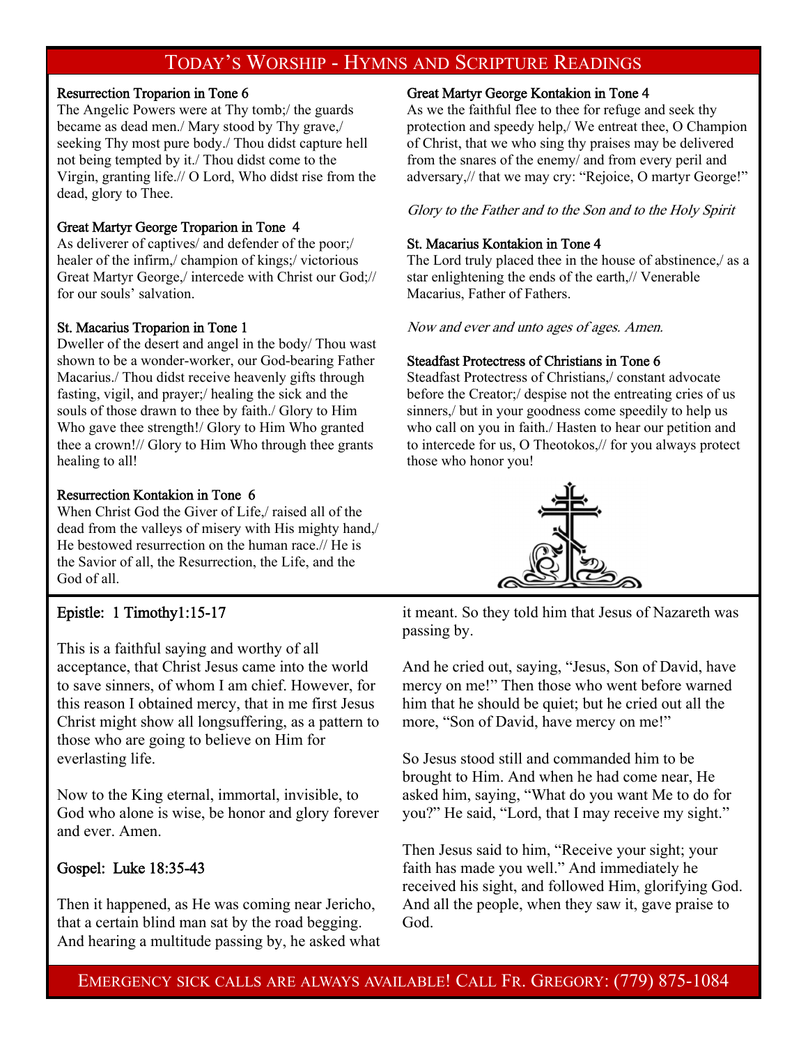## Today's Worship - Hymns and Scripture Readings

**Resurrection Troparion in Tone 6**
The Angelic Powers were at Thy tomb;/ the guards became as dead men./ Mary stood by Thy grave,/ seeking Thy most pure body./ Thou didst capture hell not being tempted by it./ Thou didst come to the Virgin, granting life.// O Lord, Who didst rise from the dead, glory to Thee.

**Great Martyr George Troparion in Tone 4**
As deliverer of captives/ and defender of the poor;/ healer of the infirm,/ champion of kings;/ victorious Great Martyr George,/ intercede with Christ our God;// for our souls' salvation.

**St. Macarius Troparion in Tone 1**
Dweller of the desert and angel in the body/ Thou wast shown to be a wonder-worker, our God-bearing Father Macarius./ Thou didst receive heavenly gifts through fasting, vigil, and prayer;/ healing the sick and the souls of those drawn to thee by faith./ Glory to Him Who gave thee strength!/ Glory to Him Who granted thee a crown!// Glory to Him Who through thee grants healing to all!

**Resurrection Kontakion in Tone 6**
When Christ God the Giver of Life,/ raised all of the dead from the valleys of misery with His mighty hand,/ He bestowed resurrection on the human race.// He is the Savior of all, the Resurrection, the Life, and the God of all.

**Great Martyr George Kontakion in Tone 4**
As we the faithful flee to thee for refuge and seek thy protection and speedy help,/ We entreat thee, O Champion of Christ, that we who sing thy praises may be delivered from the snares of the enemy/ and from every peril and adversary,// that we may cry: "Rejoice, O martyr George!"

*Glory to the Father and to the Son and to the Holy Spirit*

**St. Macarius Kontakion in Tone 4**
The Lord truly placed thee in the house of abstinence,/ as a star enlightening the ends of the earth,// Venerable Macarius, Father of Fathers.

*Now and ever and unto ages of ages. Amen.*

**Steadfast Protectress of Christians in Tone 6**
Steadfast Protectress of Christians,/ constant advocate before the Creator;/ despise not the entreating cries of us sinners,/ but in your goodness come speedily to help us who call on you in faith./ Hasten to hear our petition and to intercede for us, O Theotokos,// for you always protect those who honor you!

**Epistle: 1 Timothy1:15-17**

This is a faithful saying and worthy of all acceptance, that Christ Jesus came into the world to save sinners, of whom I am chief. However, for this reason I obtained mercy, that in me first Jesus Christ might show all longsuffering, as a pattern to those who are going to believe on Him for everlasting life.

Now to the King eternal, immortal, invisible, to God who alone is wise, be honor and glory forever and ever. Amen.

**Gospel: Luke 18:35-43**

Then it happened, as He was coming near Jericho, that a certain blind man sat by the road begging. And hearing a multitude passing by, he asked what it meant. So they told him that Jesus of Nazareth was passing by.

And he cried out, saying, "Jesus, Son of David, have mercy on me!" Then those who went before warned him that he should be quiet; but he cried out all the more, "Son of David, have mercy on me!"

So Jesus stood still and commanded him to be brought to Him. And when he had come near, He asked him, saying, "What do you want Me to do for you?" He said, "Lord, that I may receive my sight."

Then Jesus said to him, "Receive your sight; your faith has made you well." And immediately he received his sight, and followed Him, glorifying God. And all the people, when they saw it, gave praise to God.

Emergency sick calls are always available! Call Fr. Gregory: (779) 875-1084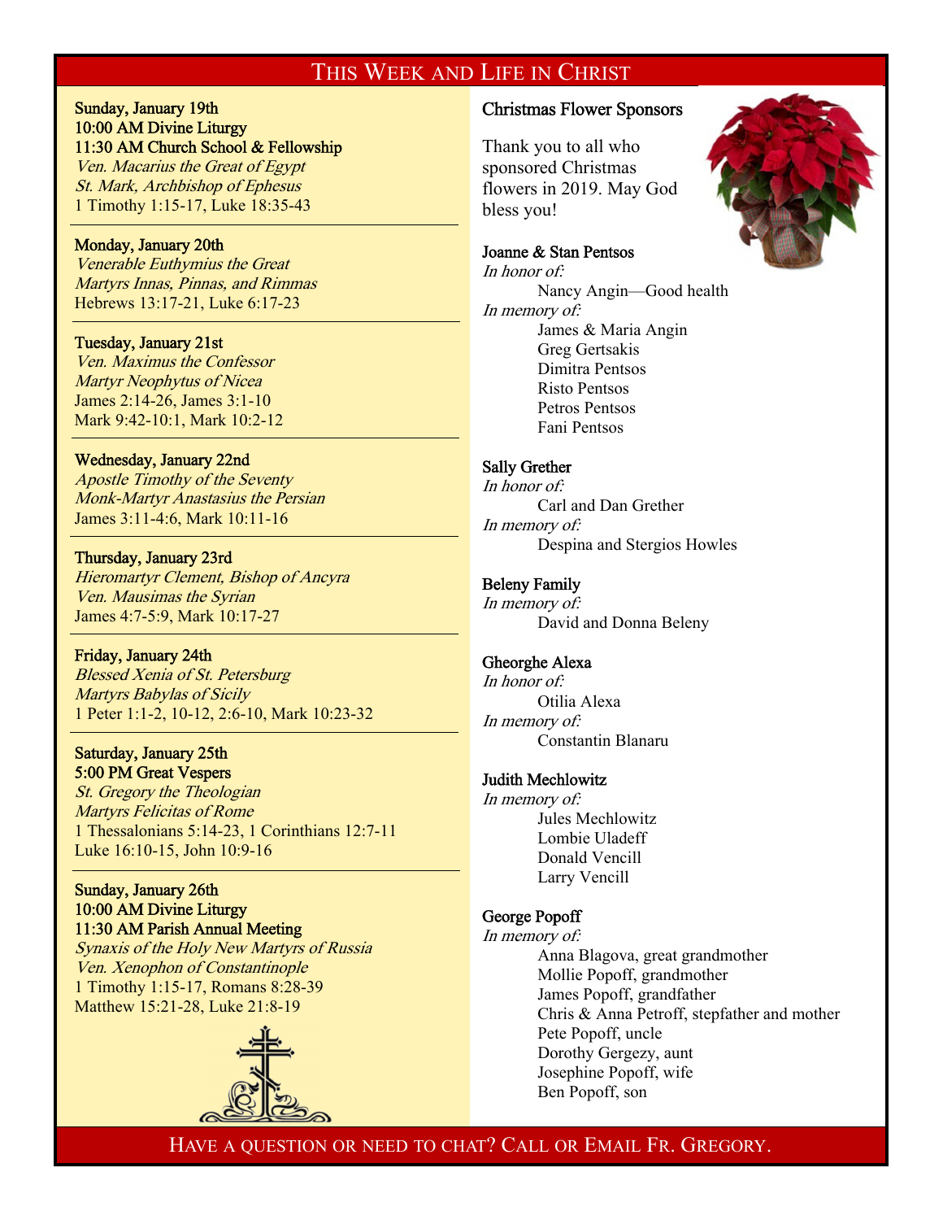## This Week and Life in Christ

**Sunday, January 19th**
**10:00 AM Divine Liturgy**
**11:30 AM Church School & Fellowship**
*Ven. Macarius the Great of Egypt*
*St. Mark, Archbishop of Ephesus*
1 Timothy 1:15-17, Luke 18:35-43

**Monday, January 20th**
*Venerable Euthymius the Great*
*Martyrs Innas, Pinnas, and Rimmas*
Hebrews 13:17-21, Luke 6:17-23

**Tuesday, January 21st**
*Ven. Maximus the Confessor*
*Martyr Neophytus of Nicea*
James 2:14-26, James 3:1-10
Mark 9:42-10:1, Mark 10:2-12

**Wednesday, January 22nd**
*Apostle Timothy of the Seventy*
*Monk-Martyr Anastasius the Persian*
James 3:11-4:6, Mark 10:11-16

**Thursday, January 23rd**
*Hieromartyr Clement, Bishop of Ancyra*
*Ven. Mausimas the Syrian*
James 4:7-5:9, Mark 10:17-27

**Friday, January 24th**
*Blessed Xenia of St. Petersburg*
*Martyrs Babylas of Sicily*
1 Peter 1:1-2, 10-12, 2:6-10, Mark 10:23-32

**Saturday, January 25th**
**5:00 PM Great Vespers**
*St. Gregory the Theologian*
*Martyrs Felicitas of Rome*
1 Thessalonians 5:14-23, 1 Corinthians 12:7-11
Luke 16:10-15, John 10:9-16

**Sunday, January 26th**
**10:00 AM Divine Liturgy**
**11:30 AM Parish Annual Meeting**
*Synaxis of the Holy New Martyrs of Russia*
*Ven. Xenophon of Constantinople*
1 Timothy 1:15-17, Romans 8:28-39
Matthew 15:21-28, Luke 21:8-19

### Christmas Flower Sponsors

Thank you to all who sponsored Christmas flowers in 2019. May God bless you!

**Joanne & Stan Pentsos**
*In honor of:*
Nancy Angin—Good health
*In memory of:*
James & Maria Angin
Greg Gertsakis
Dimitra Pentsos
Risto Pentsos
Petros Pentsos
Fani Pentsos

**Sally Grether**
*In honor of:*
Carl and Dan Grether
*In memory of:*
Despina and Stergios Howles

**Beleny Family**
*In memory of:*
David and Donna Beleny

**Gheorghe Alexa**
*In honor of:*
Otilia Alexa
*In memory of:*
Constantin Blanaru

**Judith Mechlowitz**
*In memory of:*
Jules Mechlowitz
Lombie Uladeff
Donald Vencill
Larry Vencill

**George Popoff**
*In memory of:*
Anna Blagova, great grandmother
Mollie Popoff, grandmother
James Popoff, grandfather
Chris & Anna Petroff, stepfather and mother
Pete Popoff, uncle
Dorothy Gergezy, aunt
Josephine Popoff, wife
Ben Popoff, son

Have a question or need to chat? Call or Email Fr. Gregory.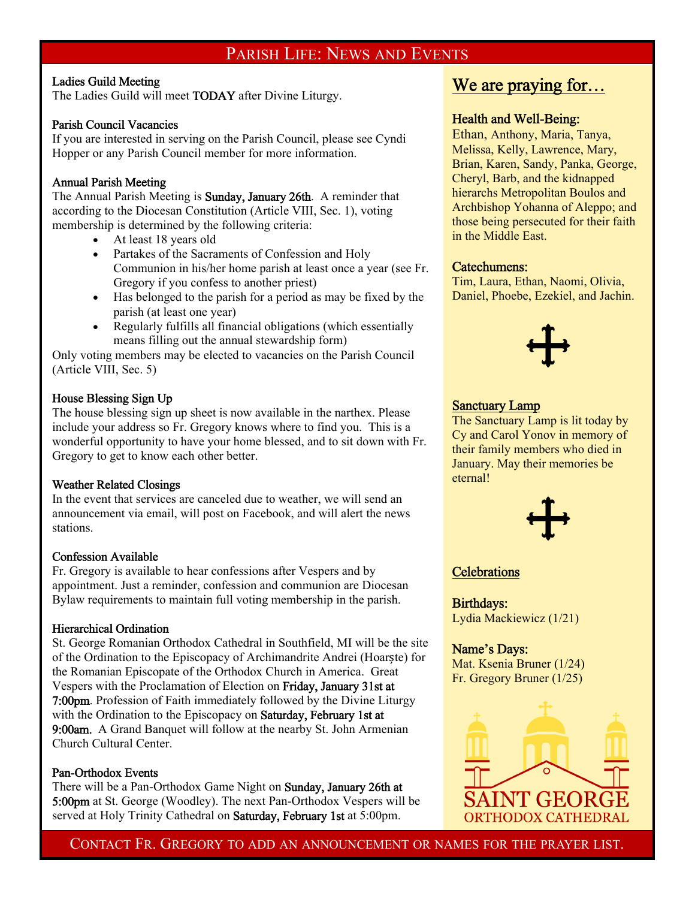# Parish Life: News and Events

### Ladies Guild Meeting

The Ladies Guild will meet TODAY after Divine Liturgy.

### Parish Council Vacancies

If you are interested in serving on the Parish Council, please see Cyndi Hopper or any Parish Council member for more information.

### Annual Parish Meeting

The Annual Parish Meeting is **Sunday, January 26th**. A reminder that according to the Diocesan Constitution (Article VIII, Sec. 1), voting membership is determined by the following criteria:

- At least 18 years old
- Partakes of the Sacraments of Confession and Holy Communion in his/her home parish at least once a year (see Fr. Gregory if you confess to another priest)
- Has belonged to the parish for a period as may be fixed by the parish (at least one year)
- Regularly fulfills all financial obligations (which essentially means filling out the annual stewardship form)

Only voting members may be elected to vacancies on the Parish Council (Article VIII, Sec. 5)

### House Blessing Sign Up

The house blessing sign up sheet is now available in the narthex. Please include your address so Fr. Gregory knows where to find you. This is a wonderful opportunity to have your home blessed, and to sit down with Fr. Gregory to get to know each other better.

### Weather Related Closings

In the event that services are canceled due to weather, we will send an announcement via email, will post on Facebook, and will alert the news stations.

### Confession Available

Fr. Gregory is available to hear confessions after Vespers and by appointment. Just a reminder, confession and communion are Diocesan Bylaw requirements to maintain full voting membership in the parish.

### Hierarchical Ordination

St. George Romanian Orthodox Cathedral in Southfield, MI will be the site of the Ordination to the Episcopacy of Archimandrite Andrei (Hoarște) for the Romanian Episcopate of the Orthodox Church in America. Great Vespers with the Proclamation of Election on **Friday, January 31st at 7:00pm**. Profession of Faith immediately followed by the Divine Liturgy with the Ordination to the Episcopacy on **Saturday, February 1st at 9:00am.** A Grand Banquet will follow at the nearby St. John Armenian Church Cultural Center.

### Pan-Orthodox Events

There will be a Pan-Orthodox Game Night on **Sunday, January 26th at 5:00pm** at St. George (Woodley). The next Pan-Orthodox Vespers will be served at Holy Trinity Cathedral on **Saturday, February 1st** at 5:00pm.

## We are praying for…

### Health and Well-Being:

Ethan, Anthony, Maria, Tanya, Melissa, Kelly, Lawrence, Mary, Brian, Karen, Sandy, Panka, George, Cheryl, Barb, and the kidnapped hierarchs Metropolitan Boulos and Archbishop Yohanna of Aleppo; and those being persecuted for their faith in the Middle East.

### Catechumens:

Tim, Laura, Ethan, Naomi, Olivia, Daniel, Phoebe, Ezekiel, and Jachin.

### Sanctuary Lamp

The Sanctuary Lamp is lit today by Cy and Carol Yonov in memory of their family members who died in January. May their memories be eternal!

### Celebrations

**Birthdays:**

Lydia Mackiewicz (1/21)

**Name's Days:**

Mat. Ksenia Bruner (1/24)
Fr. Gregory Bruner (1/25)

SAINT GEORGE
ORTHODOX CATHEDRAL

Contact Fr. Gregory to add an announcement or names for the prayer list.